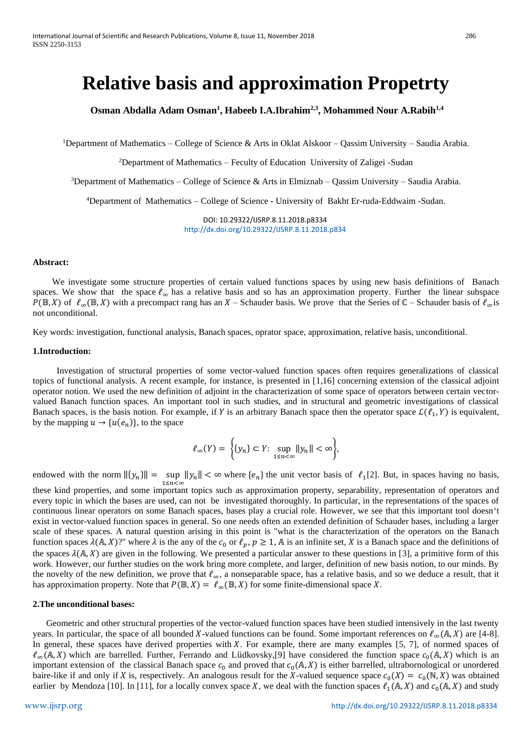# Relative basis and approximation Propetrty

**Osman Abdalla Adam Osman[1], Habeeb I.A.Ibrahim[2,3], Mohammed Nour A.Rabih[1,4]**

[1]Department of Mathematics – College of Science & Arts in Oklat Alskoor – Qassim University – Saudia Arabia.

[2]Department of Mathematics – Feculty of Education University of Zaligei -Sudan

[3]Department of Mathematics – College of Science & Arts in Elmiznab – Qassim University – Saudia Arabia.

[4]Department of Mathematics – College of Science - University of Bakht Er-ruda-Eddwaim -Sudan.

DOI: 10.29322/IJSRP.8.11.2018.p8334
http://dx.doi.org/10.29322/IJSRP.8.11.2018.p834

**Abstract:**

We investigate some structure properties of certain valued functions spaces by using new basis definitions of Banach spaces. We show that the space $\ell_\infty$ has a relative basis and so has an approximation property. Further the linear subspace $P(\mathbb{B}, X)$ of $\ell_\infty(\mathbb{B}, X)$ with a precompact rang has an $X$ – Schauder basis. We prove that the Series of $\mathbb{C}$ – Schauder basis of $\ell_\infty$ is not unconditional.

Key words: investigation, functional analysis, Banach spaces, oprator space, approximation, relative basis, unconditional.

## 1.Introduction:

Investigation of structural properties of some vector-valued function spaces often requires generalizations of classical topics of functional analysis. A recent example, for instance, is presented in [1,16] concerning extension of the classical adjoint operator notion. We used the new definition of adjoint in the characterization of some space of operators between certain vector-valued Banach function spaces. An important tool in such studies, and in structural and geometric investigations of classical Banach spaces, is the basis notion. For example, if $Y$ is an arbitrary Banach space then the operator space $\mathcal{L}(\ell_1, Y)$ is equivalent, by the mapping $u \to \{u(e_n)\}$, to the space

$$\ell_\infty(Y) = \left\{ \{y_n\} \subset Y : \sup_{1 \le n < \infty} \|y_n\| < \infty \right\},$$

endowed with the norm $\|\{y_n\}\| = \sup_{1 \le n < \infty} \|y_n\| < \infty$ where $\{e_n\}$ the unit vector basis of $\ell_1$[2]. But, in spaces having no basis, these kind properties, and some important topics such as approximation property, separability, representation of operators and every topic in which the bases are used, can not be investigated thoroughly. In particular, in the representations of the spaces of continuous linear operators on some Banach spaces, bases play a crucial role. However, we see that this important tool doesn't exist in vector-valued function spaces in general. So one needs often an extended definition of Schauder bases, including a larger scale of these spaces. A natural question arising in this point is "what is the characterization of the operators on the Banach function spaces $\lambda(\mathbb{A}, X)$?" where $\lambda$ is the any of the $c_0$ or $\ell_p$, $p \ge 1$, $\mathbb{A}$ is an infinite set, $X$ is a Banach space and the definitions of the spaces $\lambda(\mathbb{A}, X)$ are given in the following. We presented a particular answer to these questions in [3], a primitive form of this work. However, our further studies on the work bring more complete, and larger, definition of new basis notion, to our minds. By the novelty of the new definition, we prove that $\ell_\infty$, a nonseparable space, has a relative basis, and so we deduce a result, that it has approximation property. Note that $P(\mathbb{B}, X) = \ell_\infty(\mathbb{B}, X)$ for some finite-dimensional space $X$.

## 2.The unconditional bases:

Geometric and other structural properties of the vector-valued function spaces have been studied intensively in the last twenty years. In particular, the space of all bounded $X$-valued functions can be found. Some important references on $\ell_\infty(\mathbb{A}, X)$ are [4-8]. In general, these spaces have derived properties with $X$. For example, there are many examples [5, 7], of normed spaces of $\ell_\infty(\mathbb{A}, X)$ which are barrelled. Further, Ferrando and Lüdkovsky,[9] have considered the function space $c_0(\mathbb{A}, X)$ which is an important extension of the classical Banach space $c_0$ and proved that $c_0(\mathbb{A}, X)$ is either barrelled, ultrabornological or unordered baire-like if and only if $X$ is, respectively. An analogous result for the $X$-valued sequence space $c_0(X) = c_0(\mathbb{N}, X)$ was obtained earlier by Mendoza [10]. In [11], for a locally convex space $X$, we deal with the function spaces $\ell_1(\mathbb{A}, X)$ and $c_0(\mathbb{A}, X)$ and study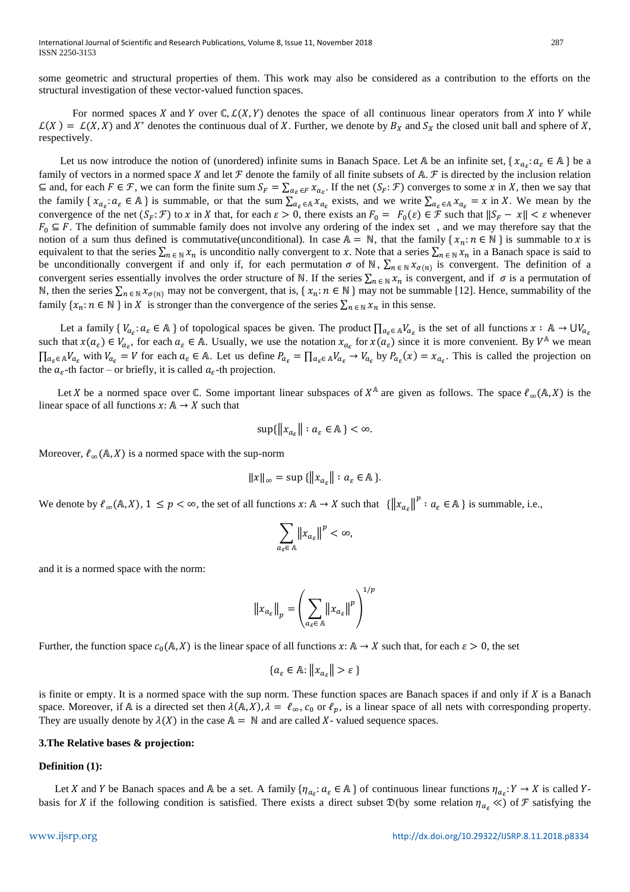some geometric and structural properties of them. This work may also be considered as a contribution to the efforts on the structural investigation of these vector-valued function spaces.

For normed spaces $X$ and $Y$ over $\mathbb{C}$, $\mathcal{L}(X,Y)$ denotes the space of all continuous linear operators from $X$ into $Y$ while $\mathcal{L}(X) = \mathcal{L}(X,X)$ and $X^*$ denotes the continuous dual of $X$. Further, we denote by $B_X$ and $S_X$ the closed unit ball and sphere of $X$, respectively.

Let us now introduce the notion of (unordered) infinite sums in Banach Space. Let $\mathbb{A}$ be an infinite set, $\{x_{a_\varepsilon}: a_\varepsilon \in \mathbb{A}\}$ be a family of vectors in a normed space $X$ and let $\mathcal{F}$ denote the family of all finite subsets of $\mathbb{A}$. $\mathcal{F}$ is directed by the inclusion relation $\subseteq$ and, for each $F \in \mathcal{F}$, we can form the finite sum $S_F = \sum_{a_\varepsilon \in F} x_{a_\varepsilon}$. If the net $(S_F: \mathcal{F})$ converges to some $x$ in $X$, then we say that the family $\{x_{a_\varepsilon}: a_\varepsilon \in \mathbb{A}\}$ is summable, or that the sum $\sum_{a_\varepsilon \in \mathbb{A}} x_{a_\varepsilon}$ exists, and we write $\sum_{a_\varepsilon \in \mathbb{A}} x_{a_\varepsilon} = x$ in $X$. We mean by the convergence of the net $(S_F: \mathcal{F})$ to $x$ in $X$ that, for each $\varepsilon > 0$, there exists an $F_0 = F_0(\varepsilon) \in \mathcal{F}$ such that $\|S_F - x\| < \varepsilon$ whenever $F_0 \subseteq F$. The definition of summable family does not involve any ordering of the index set , and we may therefore say that the notion of a sum thus defined is commutative(unconditional). In case $\mathbb{A} = \mathbb{N}$, that the family $\{x_n: n \in \mathbb{N}\}$ is summable to $x$ is equivalent to that the series $\sum_{n\in\mathbb{N}} x_n$ is unconditio nally convergent to $x$. Note that a series $\sum_{n\in\mathbb{N}} x_n$ in a Banach space is said to be unconditionally convergent if and only if, for each permutation $\sigma$ of $\mathbb{N}$, $\sum_{n\in\mathbb{N}} x_{\sigma(n)}$ is convergent. The definition of a convergent series essentially involves the order structure of $\mathbb{N}$. If the series $\sum_{n\in\mathbb{N}} x_n$ is convergent, and if $\sigma$ is a permutation of $\mathbb{N}$, then the series $\sum_{n\in\mathbb{N}} x_{\sigma(n)}$ may not be convergent, that is, $\{x_n: n \in \mathbb{N}\}$ may not be summable [12]. Hence, summability of the family $\{x_n: n \in \mathbb{N}\}$ in $X$ is stronger than the convergence of the series $\sum_{n\in\mathbb{N}} x_n$ in this sense.

Let a family $\{V_{a_\varepsilon}: a_\varepsilon \in \mathbb{A}\}$ of topological spaces be given. The product $\prod_{a_\varepsilon \in \mathbb{A}} V_{a_\varepsilon}$ is the set of all functions $x: \mathbb{A} \to \bigcup V_{a_\varepsilon}$ such that $x(a_\varepsilon) \in V_{a_\varepsilon}$, for each $a_\varepsilon \in \mathbb{A}$. Usually, we use the notation $x_{a_\varepsilon}$ for $x(a_\varepsilon)$ since it is more convenient. By $V^{\mathbb{A}}$ we mean $\prod_{a_\varepsilon \in \mathbb{A}} V_{a_\varepsilon}$ with $V_{a_\varepsilon} = V$ for each $a_\varepsilon \in \mathbb{A}$. Let us define $P_{a_\varepsilon} = \prod_{a_\varepsilon \in \mathbb{A}} V_{a_\varepsilon} \to V_{a_\varepsilon}$ by $P_{a_\varepsilon}(x) = x_{a_\varepsilon}$. This is called the projection on the $a_\varepsilon$-th factor – or briefly, it is called $a_\varepsilon$-th projection.

Let $X$ be a normed space over $\mathbb{C}$. Some important linear subspaces of $X^{\mathbb{A}}$ are given as follows. The space $\ell_\infty(\mathbb{A}, X)$ is the linear space of all functions $x: \mathbb{A} \to X$ such that

$$\sup\{\|x_{a_\varepsilon}\| : a_\varepsilon \in \mathbb{A}\} < \infty.$$

Moreover, $\ell_\infty(\mathbb{A}, X)$ is a normed space with the sup-norm

$$\|x\|_\infty = \sup\{\|x_{a_\varepsilon}\| : a_\varepsilon \in \mathbb{A}\}.$$

We denote by $\ell_\infty(\mathbb{A}, X)$, $1 \le p < \infty$, the set of all functions $x: \mathbb{A} \to X$ such that $\{\|x_{a_\varepsilon}\|^p : a_\varepsilon \in \mathbb{A}\}$ is summable, i.e.,

$$\sum_{a_\varepsilon \in \mathbb{A}} \|x_{a_\varepsilon}\|^p < \infty,$$

and it is a normed space with the norm:

$$\|x_{a_\varepsilon}\|_p = \left(\sum_{a_\varepsilon \in \mathbb{A}} \|x_{a_\varepsilon}\|^p\right)^{1/p}$$

Further, the function space $c_0(\mathbb{A}, X)$ is the linear space of all functions $x: \mathbb{A} \to X$ such that, for each $\varepsilon > 0$, the set

$$\{a_\varepsilon \in \mathbb{A}: \|x_{a_\varepsilon}\| > \varepsilon\}$$

is finite or empty. It is a normed space with the sup norm. These function spaces are Banach spaces if and only if $X$ is a Banach space. Moreover, if $\mathbb{A}$ is a directed set then $\lambda(\mathbb{A}, X)$, $\lambda = \ell_\infty, c_0$ or $\ell_p$, is a linear space of all nets with corresponding property. They are usually denote by $\lambda(X)$ in the case $\mathbb{A} = \mathbb{N}$ and are called $X$- valued sequence spaces.

**3.The Relative bases & projection:**

**Definition (1):**

Let $X$ and $Y$ be Banach spaces and $\mathbb{A}$ be a set. A family $\{\eta_{a_\varepsilon}: a_\varepsilon \in \mathbb{A}\}$ of continuous linear functions $\eta_{a_\varepsilon}: Y \to X$ is called $Y$-basis for $X$ if the following condition is satisfied. There exists a direct subset $\mathfrak{D}$(by some relation $\eta_{a_\varepsilon} \ll$) of $\mathcal{F}$ satisfying the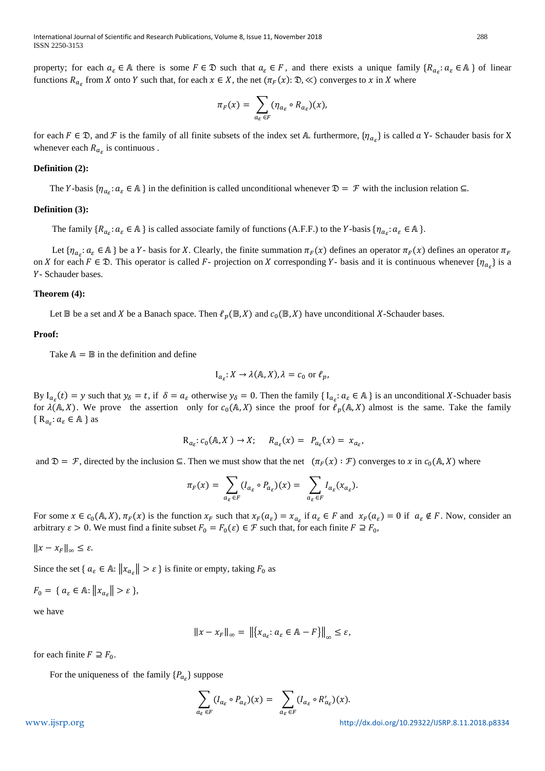property; for each $a_\varepsilon \in \mathbb{A}$ there is some $F \in \mathfrak{D}$ such that $a_\varepsilon \in F$, and there exists a unique family $\{R_{a_\varepsilon} : a_\varepsilon \in \mathbb{A}\}$ of linear functions $R_{a_\varepsilon}$ from $X$ onto $Y$ such that, for each $x \in X$, the net $(\pi_F(x) : \mathfrak{D}, \ll)$ converges to $x$ in $X$ where

$$\pi_F(x) = \sum_{a_\varepsilon \in F} (\eta_{a_\varepsilon} \circ R_{a_\varepsilon})(x),$$

for each $F \in \mathfrak{D}$, and $\mathcal{F}$ is the family of all finite subsets of the index set $\mathbb{A}$. furthermore, $\{\eta_{a_\varepsilon}\}$ is called $a$ Y- Schauder basis for X whenever each $R_{a_\varepsilon}$ is continuous .

**Definition (2):**

The $Y$-basis $\{\eta_{a_\varepsilon} : a_\varepsilon \in \mathbb{A}\}$ in the definition is called unconditional whenever $\mathfrak{D} = \mathcal{F}$ with the inclusion relation $\subseteq$.

**Definition (3):**

The family $\{R_{a_\varepsilon} : a_\varepsilon \in \mathbb{A}\}$ is called associate family of functions (A.F.F.) to the $Y$-basis $\{\eta_{a_\varepsilon} : a_\varepsilon \in \mathbb{A}\}$.

Let $\{\eta_{a_\varepsilon} : a_\varepsilon \in \mathbb{A}\}$ be a $Y$- basis for $X$. Clearly, the finite summation $\pi_F(x)$ defines an operator $\pi_F(x)$ defines an operator $\pi_F$ on $X$ for each $F \in \mathfrak{D}$. This operator is called $F$- projection on $X$ corresponding $Y$- basis and it is continuous whenever $\{\eta_{a_\varepsilon}\}$ is a $Y$- Schauder bases.

**Theorem (4):**

Let $\mathbb{B}$ be a set and $X$ be a Banach space. Then $\ell_p(\mathbb{B}, X)$ and $c_0(\mathbb{B}, X)$ have unconditional $X$-Schauder bases.

**Proof:**

Take $\mathbb{A} = \mathbb{B}$ in the definition and define

$$\mathrm{I}_{a_\varepsilon} : X \to \lambda(\mathbb{A}, X), \lambda = c_0 \text{ or } \ell_p,$$

By $\mathrm{I}_{a_\varepsilon}(t) = y$ such that $y_\delta = t$, if $\delta = a_\varepsilon$ otherwise $y_\delta = 0$. Then the family $\{\mathrm{I}_{a_\varepsilon} : a_\varepsilon \in \mathbb{A}\}$ is an unconditional $X$-Schuader basis for $\lambda(\mathbb{A}, X)$. We prove the assertion only for $c_0(\mathbb{A}, X)$ since the proof for $\ell_p(\mathbb{A}, X)$ almost is the same. Take the family $\{\mathrm{R}_{a_\varepsilon} : a_\varepsilon \in \mathbb{A}\}$ as

$$\mathrm{R}_{a_\varepsilon} : c_0(\mathbb{A}, X) \to X; \quad R_{a_\varepsilon}(x) = P_{a_\varepsilon}(x) = x_{a_\varepsilon},$$

and $\mathfrak{D} = \mathcal{F}$, directed by the inclusion $\subseteq$. Then we must show that the net $(\pi_F(x) : \mathcal{F})$ converges to $x$ in $c_0(\mathbb{A}, X)$ where

$$\pi_F(x) = \sum_{a_\varepsilon \in F} (I_{a_\varepsilon} \circ P_{a_\varepsilon})(x) = \sum_{a_\varepsilon \in F} I_{a_\varepsilon}(x_{a_\varepsilon}).$$

For some $x \in c_0(\mathbb{A}, X)$, $\pi_F(x)$ is the function $x_F$ such that $x_F(a_\varepsilon) = x_{a_\varepsilon}$ if $a_\varepsilon \in F$ and $x_F(a_\varepsilon) = 0$ if $a_\varepsilon \notin F$. Now, consider an arbitrary $\varepsilon > 0$. We must find a finite subset $F_0 = F_0(\varepsilon) \in \mathcal{F}$ such that, for each finite $F \supseteq F_0$,

$\|x - x_F\|_\infty \le \varepsilon.$

Since the set $\{ a_\varepsilon \in \mathbb{A} : \|x_{a_\varepsilon}\| > \varepsilon \}$ is finite or empty, taking $F_0$ as

$F_0 = \{ a_\varepsilon \in \mathbb{A} : \|x_{a_\varepsilon}\| > \varepsilon \},$

we have

$$\|x - x_F\|_\infty = \left\|\{x_{a_\varepsilon} : a_\varepsilon \in \mathbb{A} - F\}\right\|_\infty \le \varepsilon,$$

for each finite $F \supseteq F_0$.

For the uniqueness of the family $\{P_{a_\varepsilon}\}$ suppose

$$\sum_{a_\varepsilon \in F} (I_{a_\varepsilon} \circ P_{a_\varepsilon})(x) = \sum_{a_\varepsilon \in F} (I_{a_\varepsilon} \circ R'_{a_\varepsilon})(x).$$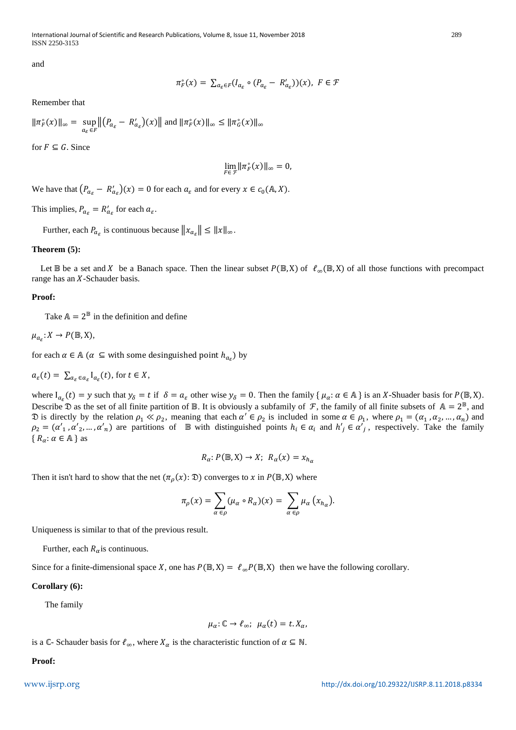and

$$\pi_F^{\circ}(x) = \sum_{a_\varepsilon \in F} (I_{a_\varepsilon} \circ (P_{a_\varepsilon} - R'_{a_\varepsilon}))(x),\ F \in \mathcal{F}$$

Remember that

$\|\pi_F^{\circ}(x)\|_\infty = \sup_{a_\varepsilon \in F} \left\|(P_{a_\varepsilon} - R'_{a_\varepsilon})(x)\right\|$ and $\|\pi_F^{\circ}(x)\|_\infty \leq \|\pi_G^{\circ}(x)\|_\infty$

for $F \subseteq G$. Since

$$\lim_{F \in \mathcal{F}} \|\pi_F^{\circ}(x)\|_\infty = 0,$$

We have that $(P_{a_\varepsilon} - R'_{a_\varepsilon})(x) = 0$ for each $a_\varepsilon$ and for every $x \in c_0(\mathbb{A}, X)$.

This implies, $P_{a_\varepsilon} = R'_{a_\varepsilon}$ for each $a_\varepsilon$.

Further, each $P_{a_\varepsilon}$ is continuous because $\|x_{a_\varepsilon}\| \leq \|x\|_\infty$.

**Theorem (5):**

Let $\mathbb{B}$ be a set and $X$ be a Banach space. Then the linear subset $P(\mathbb{B}, \mathrm{X})$ of $\ell_\infty(\mathbb{B}, \mathrm{X})$ of all those functions with precompact range has an $X$-Schauder basis.

**Proof:**

Take $\mathbb{A} = 2^{\mathbb{B}}$ in the definition and define

$\mu_{a_\varepsilon}: X \to P(\mathbb{B}, \mathrm{X}),$

for each $\alpha \in \mathbb{A}$ ($\alpha \subseteq$ with some desinguished point $h_{a_\varepsilon}$) by

$a_\varepsilon(t) = \sum_{a_\varepsilon \in a_\varepsilon} \mathrm{I}_{a_\varepsilon}(t)$, for $t \in X$,

where $\mathrm{I}_{a_\varepsilon}(t) = y$ such that $y_\delta = t$ if $\delta = a_\varepsilon$ other wise $y_\delta = 0$. Then the family $\{\mu_\alpha: \alpha \in \mathbb{A}\}$ is an $X$-Shuader basis for $P(\mathbb{B}, \mathrm{X})$. Describe $\mathfrak{D}$ as the set of all finite partition of $\mathbb{B}$. It is obviously a subfamily of $\mathcal{F}$, the family of all finite subsets of $\mathbb{A} = 2^{\mathbb{B}}$, and $\mathfrak{D}$ is directly by the relation $\rho_1 \ll \rho_2$, meaning that each $\alpha' \in \rho_2$ is included in some $\alpha \in \rho_1$, where $\rho_1 = (\alpha_1, \alpha_2, \ldots, \alpha_n)$ and $\rho_2 = (\alpha'_1, \alpha'_2, \ldots, \alpha'_n)$ are partitions of $\mathbb{B}$ with distinguished points $h_i \in \alpha_i$ and $h'_j \in \alpha'_j$, respectively. Take the family $\{R_\alpha: \alpha \in \mathbb{A}\}$ as

$$R_\alpha: P(\mathbb{B}, \mathrm{X}) \to X;\ R_\alpha(x) = x_{h_\alpha}$$

Then it isn't hard to show that the net $(\pi_\rho(x): \mathfrak{D})$ converges to $x$ in $P(\mathbb{B}, \mathrm{X})$ where

$$\pi_\rho(x) = \sum_{\alpha \in \rho} (\mu_\alpha \circ R_\alpha)(x) = \sum_{\alpha \in \rho} \mu_\alpha\left(x_{h_\alpha}\right).$$

Uniqueness is similar to that of the previous result.

Further, each $R_\alpha$ is continuous.

Since for a finite-dimensional space $X$, one has $P(\mathbb{B}, \mathrm{X}) = \ell_\infty P(\mathbb{B}, \mathrm{X})$ then we have the following corollary.

**Corollary (6):**

The family

$$\mu_\alpha: \mathbb{C} \to \ell_\infty;\ \mu_\alpha(t) = t.X_\alpha,$$

is a $\mathbb{C}$- Schauder basis for $\ell_\infty$, where $X_\alpha$ is the characteristic function of $\alpha \subseteq \mathbb{N}$.

**Proof:**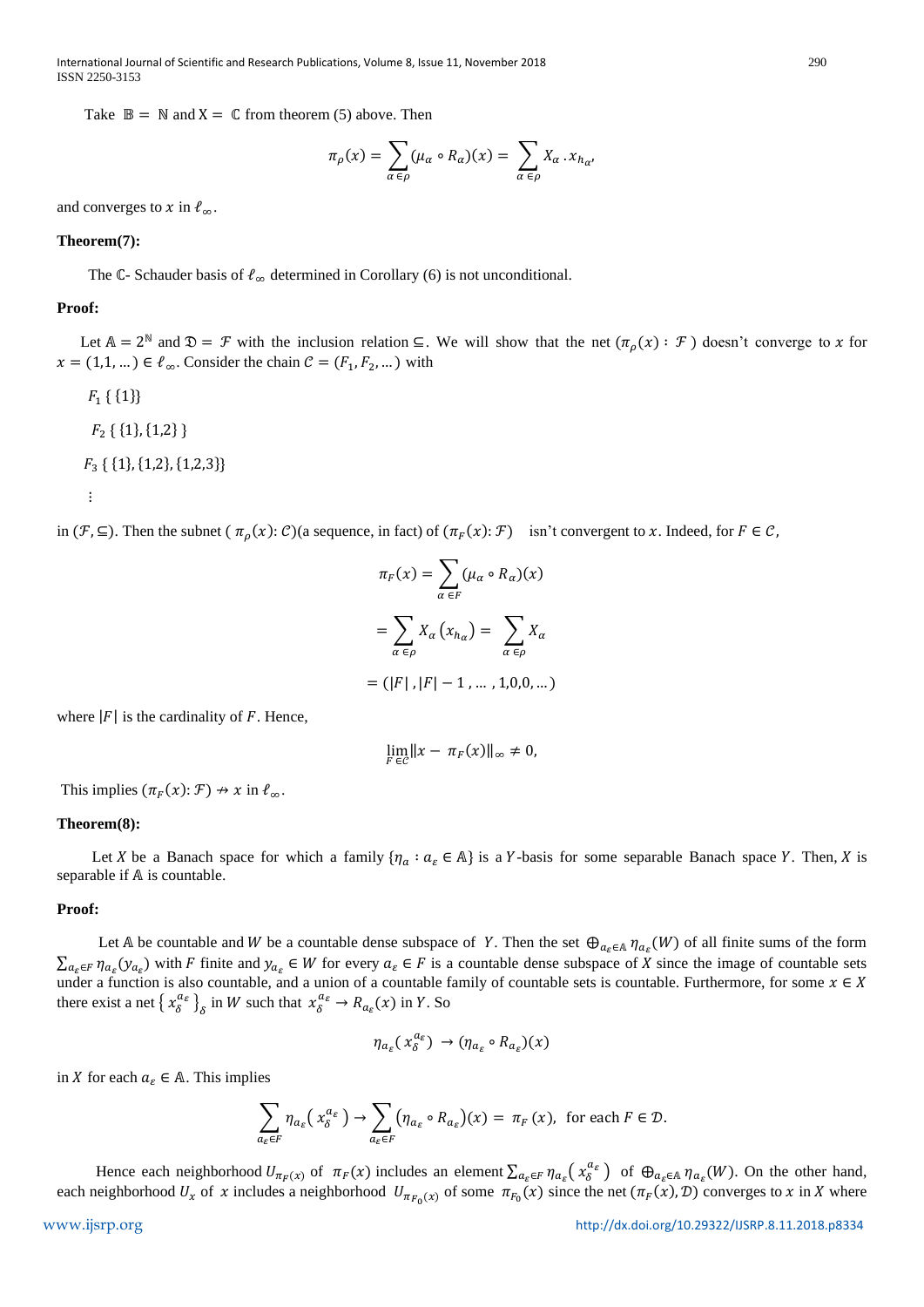Take $\mathbb{B} = \mathbb{N}$ and $\mathrm{X} = \mathbb{C}$ from theorem (5) above. Then

$$\pi_\rho(x) = \sum_{\alpha \in \rho} (\mu_\alpha \circ R_\alpha)(x) = \sum_{\alpha \in \rho} X_\alpha . x_{h_\alpha},$$

and converges to $x$ in $\ell_\infty$.

**Theorem(7):**

The $\mathbb{C}$- Schauder basis of $\ell_\infty$ determined in Corollary (6) is not unconditional.

**Proof:**

Let $\mathbb{A} = 2^{\mathbb{N}}$ and $\mathfrak{D} = \mathcal{F}$ with the inclusion relation $\subseteq$. We will show that the net $(\pi_\rho(x) : \mathcal{F})$ doesn't converge to $x$ for $x = (1,1, \dots) \in \ell_\infty$. Consider the chain $\mathcal{C} = (F_1, F_2, \dots)$ with

$F_1 \ \{\{1\}\}$

$F_2 \ \{\{1\}, \{1,2\}\}$

$F_3 \ \{\{1\}, \{1,2\}, \{1,2,3\}\}$

$\vdots$

in $(\mathcal{F}, \subseteq)$. Then the subnet $(\pi_\rho(x) : \mathcal{C})$(a sequence, in fact) of $(\pi_F(x) : \mathcal{F})$ isn't convergent to $x$. Indeed, for $F \in \mathcal{C}$,

$$\pi_F(x) = \sum_{\alpha \in F} (\mu_\alpha \circ R_\alpha)(x)$$

$$= \sum_{\alpha \in \rho} X_\alpha (x_{h_\alpha}) = \sum_{\alpha \in \rho} X_\alpha$$

$$= (|F|, |F| - 1, \dots, 1,0,0, \dots)$$

where $|F|$ is the cardinality of $F$. Hence,

$$\lim_{F \in \mathcal{C}} \|x - \pi_F(x)\|_\infty \neq 0,$$

This implies $(\pi_F(x) : \mathcal{F}) \nrightarrow x$ in $\ell_\infty$.

**Theorem(8):**

Let $X$ be a Banach space for which a family $\{\eta_\alpha : a_\varepsilon \in \mathbb{A}\}$ is a $Y$-basis for some separable Banach space $Y$. Then, $X$ is separable if $\mathbb{A}$ is countable.

**Proof:**

Let $\mathbb{A}$ be countable and $W$ be a countable dense subspace of $Y$. Then the set $\oplus_{a_\varepsilon \in \mathbb{A}} \eta_{a_\varepsilon}(W)$ of all finite sums of the form $\sum_{a_\varepsilon \in F} \eta_{a_\varepsilon}(y_{a_\varepsilon})$ with $F$ finite and $y_{a_\varepsilon} \in W$ for every $a_\varepsilon \in F$ is a countable dense subspace of $X$ since the image of countable sets under a function is also countable, and a union of a countable family of countable sets is countable. Furthermore, for some $x \in X$ there exist a net $\{x_\delta^{a_\varepsilon}\}_\delta$ in $W$ such that $x_\delta^{a_\varepsilon} \to R_{a_\varepsilon}(x)$ in $Y$. So

$$\eta_{a_\varepsilon}(x_\delta^{a_\varepsilon}) \to (\eta_{a_\varepsilon} \circ R_{a_\varepsilon})(x)$$

in $X$ for each $a_\varepsilon \in \mathbb{A}$. This implies

$$\sum_{a_\varepsilon \in F} \eta_{a_\varepsilon}(x_\delta^{a_\varepsilon}) \to \sum_{a_\varepsilon \in F} (\eta_{a_\varepsilon} \circ R_{a_\varepsilon})(x) = \pi_F(x), \ \text{ for each } F \in \mathcal{D}.$$

Hence each neighborhood $U_{\pi_F(x)}$ of $\pi_F(x)$ includes an element $\sum_{a_\varepsilon \in F} \eta_{a_\varepsilon}(x_\delta^{a_\varepsilon})$ of $\oplus_{a_\varepsilon \in \mathbb{A}} \eta_{a_\varepsilon}(W)$. On the other hand, each neighborhood $U_x$ of $x$ includes a neighborhood $U_{\pi_{F_0}(x)}$ of some $\pi_{F_0}(x)$ since the net $(\pi_F(x), \mathcal{D})$ converges to $x$ in $X$ where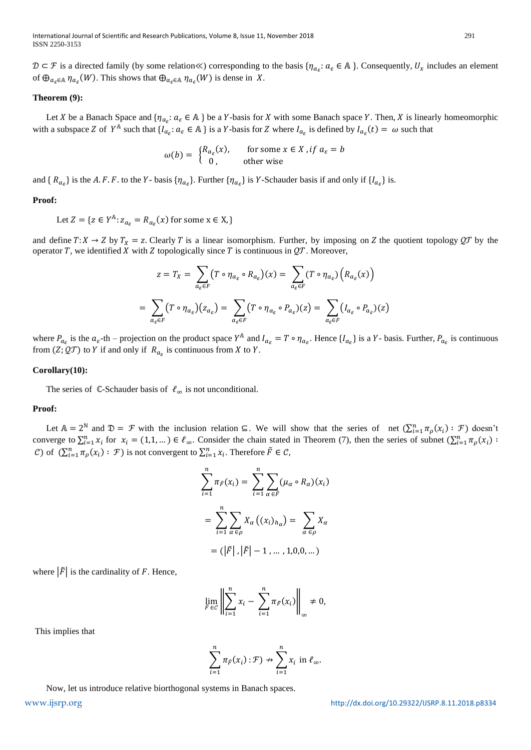$\mathcal{D} \subset \mathcal{F}$ is a directed family (by some relation$\ll$) corresponding to the basis $\{\eta_{a_\varepsilon}: a_\varepsilon \in \mathbb{A}\}$. Consequently, $U_x$ includes an element of $\oplus_{a_\varepsilon \in \mathbb{A}} \eta_{a_\varepsilon}(W)$. This shows that $\oplus_{a_\varepsilon \in \mathbb{A}} \eta_{a_\varepsilon}(W)$ is dense in $X$.

**Theorem (9):**

Let $X$ be a Banach Space and $\{\eta_{a_\varepsilon}: a_\varepsilon \in \mathbb{A}\}$ be a $Y$-basis for $X$ with some Banach space $Y$. Then, $X$ is linearly homeomorphic with a subspace $Z$ of $Y^{\mathbb{A}}$ such that $\{I_{a_\varepsilon}: a_\varepsilon \in \mathbb{A}\}$ is a $Y$-basis for $Z$ where $I_{a_\varepsilon}$ is defined by $I_{a_\varepsilon}(t) = \omega$ such that

$$\omega(b) = \begin{cases} R_{a_\varepsilon}(x), & \text{for some } x \in X, \text{if } a_\varepsilon = b \\ 0, & \text{other wise} \end{cases}$$

and $\{R_{a_\varepsilon}\}$ is the $A.F.F.$ to the $Y$- basis $\{\eta_{a_\varepsilon}\}$. Further $\{\eta_{a_\varepsilon}\}$ is $Y$-Schauder basis if and only if $\{I_{a_\varepsilon}\}$ is.

**Proof:**

Let $Z = \{z \in Y^{\mathbb{A}}: z_{a_\varepsilon} = R_{a_\varepsilon}(x) \text{ for some } x \in X,\}$

and define $T: X \to Z$ by $T_X = z$. Clearly $T$ is a linear isomorphism. Further, by imposing on $Z$ the quotient topology $\mathcal{QT}$ by the operator $T$, we identified $X$ with $Z$ topologically since $T$ is continuous in $\mathcal{QT}$. Moreover,

$$z = T_X = \sum_{a_\varepsilon \in F} \left(T \circ \eta_{a_\varepsilon} \circ R_{a_\varepsilon}\right)(x) = \sum_{a_\varepsilon \in F} \left(T \circ \eta_{a_\varepsilon}\right)\left(R_{a_\varepsilon}(x)\right)$$

$$= \sum_{a_\varepsilon \in F} \left(T \circ \eta_{a_\varepsilon}\right)\left(z_{a_\varepsilon}\right) = \sum_{a_\varepsilon \in F} \left(T \circ \eta_{a_\varepsilon} \circ P_{a_\varepsilon}\right)(z) = \sum_{a_\varepsilon \in F} \left(I_{a_\varepsilon} \circ P_{a_\varepsilon}\right)(z)$$

where $P_{a_\varepsilon}$ is the $a_\varepsilon$-th – projection on the product space $Y^{\mathbb{A}}$ and $I_{a_\varepsilon} = T \circ \eta_{a_\varepsilon}$. Hence $\{I_{a_\varepsilon}\}$ is a $Y$- basis. Further, $P_{a_\varepsilon}$ is continuous from $(Z; \mathcal{QT})$ to $Y$ if and only if $R_{a_\varepsilon}$ is continuous from $X$ to $Y$.

**Corollary(10):**

The series of $\mathbb{C}$-Schauder basis of $\ell_\infty$ is not unconditional.

**Proof:**

Let $\mathbb{A} = 2^{\mathbb{N}}$ and $\mathfrak{D} = \mathcal{F}$ with the inclusion relation $\subseteq$. We will show that the series of net $\left(\sum_{i=1}^{n} \pi_\rho(x_i) : \mathcal{F}\right)$ doesn't converge to $\sum_{i=1}^{n} x_i$ for $x_i = (1,1,\dots) \in \ell_\infty$. Consider the chain stated in Theorem (7), then the series of subnet $\left(\sum_{i=1}^{n} \pi_\rho(x_i) : \mathcal{C}\right)$ of $\left(\sum_{i=1}^{n} \pi_\rho(x_i) : \mathcal{F}\right)$ is not convergent to $\sum_{i=1}^{n} x_i$. Therefore $\tilde{F} \in \mathcal{C}$,

$$\sum_{i=1}^{n} \pi_{\tilde{F}}(x_i) = \sum_{i=1}^{n} \sum_{\alpha \in \tilde{F}} (\mu_\alpha \circ R_\alpha)(x_i)$$

$$= \sum_{i=1}^{n} \sum_{\alpha \in \rho} X_\alpha\left((x_i)_{h_\alpha}\right) = \sum_{\alpha \in \rho} X_\alpha$$

$$= \left(|\tilde{F}|, |\tilde{F}| - 1, \dots, 1, 0, 0, \dots\right)$$

where $|\tilde{F}|$ is the cardinality of $F$. Hence,

$$\lim_{\tilde{F} \in \mathcal{C}} \left\| \sum_{i=1}^{n} x_i - \sum_{i=1}^{n} \pi_{\tilde{F}}(x_i) \right\|_\infty \neq 0,$$

This implies that

$$\sum_{i=1}^{n} \pi_{\tilde{F}}(x_i) : \mathcal{F}) \nrightarrow \sum_{i=1}^{n} x_i \text{ in } \ell_\infty.$$

Now, let us introduce relative biorthogonal systems in Banach spaces.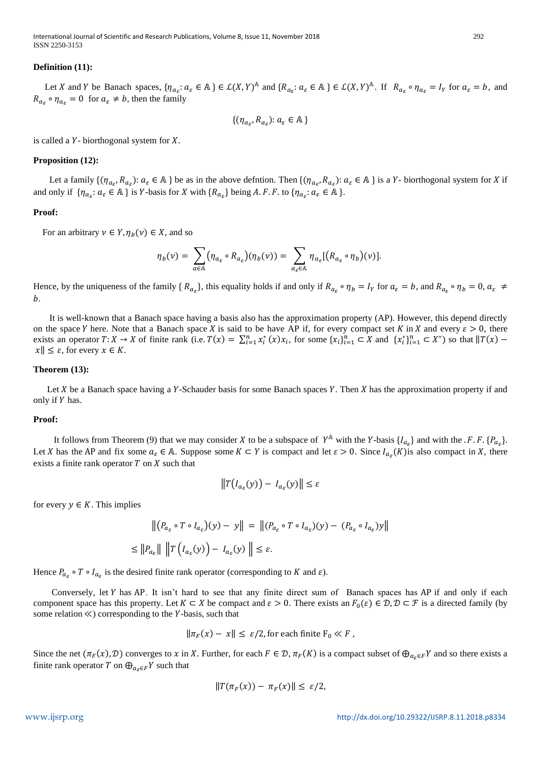**Definition (11):**

Let $X$ and $Y$ be Banach spaces, $\{\eta_{a_\varepsilon}: a_\varepsilon \in \mathbb{A}\} \in \mathcal{L}(X,Y)^{\mathbb{A}}$ and $\{R_{a_\varepsilon}: a_\varepsilon \in \mathbb{A}\} \in \mathcal{L}(X,Y)^{\mathbb{A}}$. If $R_{a_\varepsilon} \circ \eta_{a_\varepsilon} = I_Y$ for $a_\varepsilon = b$, and $R_{a_\varepsilon} \circ \eta_{a_\varepsilon} = 0$ for $a_\varepsilon \neq b$, then the family

$$\{(\eta_{a_\varepsilon}, R_{a_\varepsilon}): a_\varepsilon \in \mathbb{A}\}$$

is called a $Y$- biorthogonal system for $X$.

**Proposition (12):**

Let a family $\{(\eta_{a_\varepsilon}, R_{a_\varepsilon}): a_\varepsilon \in \mathbb{A}\}$ be as in the above defntion. Then $\{(\eta_{a_\varepsilon}, R_{a_\varepsilon}): a_\varepsilon \in \mathbb{A}\}$ is a $Y$- biorthogonal system for $X$ if and only if $\{\eta_{a_\varepsilon}: a_\varepsilon \in \mathbb{A}\}$ is $Y$-basis for $X$ with $\{R_{a_\varepsilon}\}$ being $A.F.F.$ to $\{\eta_{a_\varepsilon}: a_\varepsilon \in \mathbb{A}\}$.

**Proof:**

For an arbitrary $v \in Y, \eta_b(v) \in X$, and so

$$\eta_b(v) = \sum_{a \in \mathbb{A}} (\eta_{a_\varepsilon} \circ R_{a_\varepsilon})(\eta_b(v)) = \sum_{a_\varepsilon \in \mathbb{A}} \eta_{a_\varepsilon}[(R_{a_\varepsilon} \circ \eta_b)(v)].$$

Hence, by the uniqueness of the family $\{R_{a_\varepsilon}\}$, this equality holds if and only if $R_{a_\varepsilon} \circ \eta_b = I_Y$ for $a_\varepsilon = b$, and $R_{a_\varepsilon} \circ \eta_b = 0, a_\varepsilon \neq b$.

It is well-known that a Banach space having a basis also has the approximation property (AP). However, this depend directly on the space $Y$ here. Note that a Banach space $X$ is said to be have AP if, for every compact set $K$ in $X$ and every $\varepsilon > 0$, there exists an operator $T: X \to X$ of finite rank (i.e. $T(x) = \sum_{i=1}^{n} x_i^*(x)x_i$, for some $\{x_i\}_{i=1}^n \subset X$ and $\{x_i^*\}_{i=1}^n \subset X^*$) so that $\|T(x) - x\| \leq \varepsilon$, for every $x \in K$.

**Theorem (13):**

Let $X$ be a Banach space having a $Y$-Schauder basis for some Banach spaces $Y$. Then $X$ has the approximation property if and only if $Y$ has.

**Proof:**

It follows from Theorem (9) that we may consider $X$ to be a subspace of $Y^{\mathbb{A}}$ with the $Y$-basis $\{I_{a_\varepsilon}\}$ and with the $.F.F.\{P_{a_\varepsilon}\}$. Let $X$ has the AP and fix some $a_\varepsilon \in \mathbb{A}$. Suppose some $K \subset Y$ is compact and let $\varepsilon > 0$. Since $I_{a_\varepsilon}(K)$is also compact in $X$, there exists a finite rank operator $T$ on $X$ such that

$$\|T(I_{a_\varepsilon}(y)) - I_{a_\varepsilon}(y)\| \leq \varepsilon$$

for every $y \in K$. This implies

$$\|(P_{a_\varepsilon} \circ T \circ I_{a_\varepsilon})(y) - y\| = \|(P_{a_\varepsilon} \circ T \circ I_{a_\varepsilon})(y) - (P_{a_\varepsilon} \circ I_{a_\varepsilon})y\|$$

$$\leq \|P_{a_\varepsilon}\| \left\|T\left(I_{a_\varepsilon}(y)\right) - I_{a_\varepsilon}(y)\right\| \leq \varepsilon.$$

Hence $P_{a_\varepsilon} \circ T \circ I_{a_\varepsilon}$ is the desired finite rank operator (corresponding to $K$ and $\varepsilon$).

Conversely, let $Y$ has AP. It isn't hard to see that any finite direct sum of Banach spaces has AP if and only if each component space has this property. Let $K \subset X$ be compact and $\varepsilon > 0$. There exists an $F_0(\varepsilon) \in \mathcal{D}, \mathcal{D} \subset \mathcal{F}$ is a directed family (by some relation $\ll$) corresponding to the $Y$-basis, such that

$$\|\pi_F(x) - x\| \leq \varepsilon/2, \text{for each finite } F_0 \ll F,$$

Since the net $(\pi_F(x), \mathcal{D})$ converges to $x$ in $X$. Further, for each $F \in \mathcal{D}$, $\pi_F(K)$ is a compact subset of $\bigoplus_{a_\varepsilon \in F} Y$ and so there exists a finite rank operator $T$ on $\bigoplus_{a_\varepsilon \in F} Y$ such that

$$\|T(\pi_F(x)) - \pi_F(x)\| \leq \varepsilon/2,$$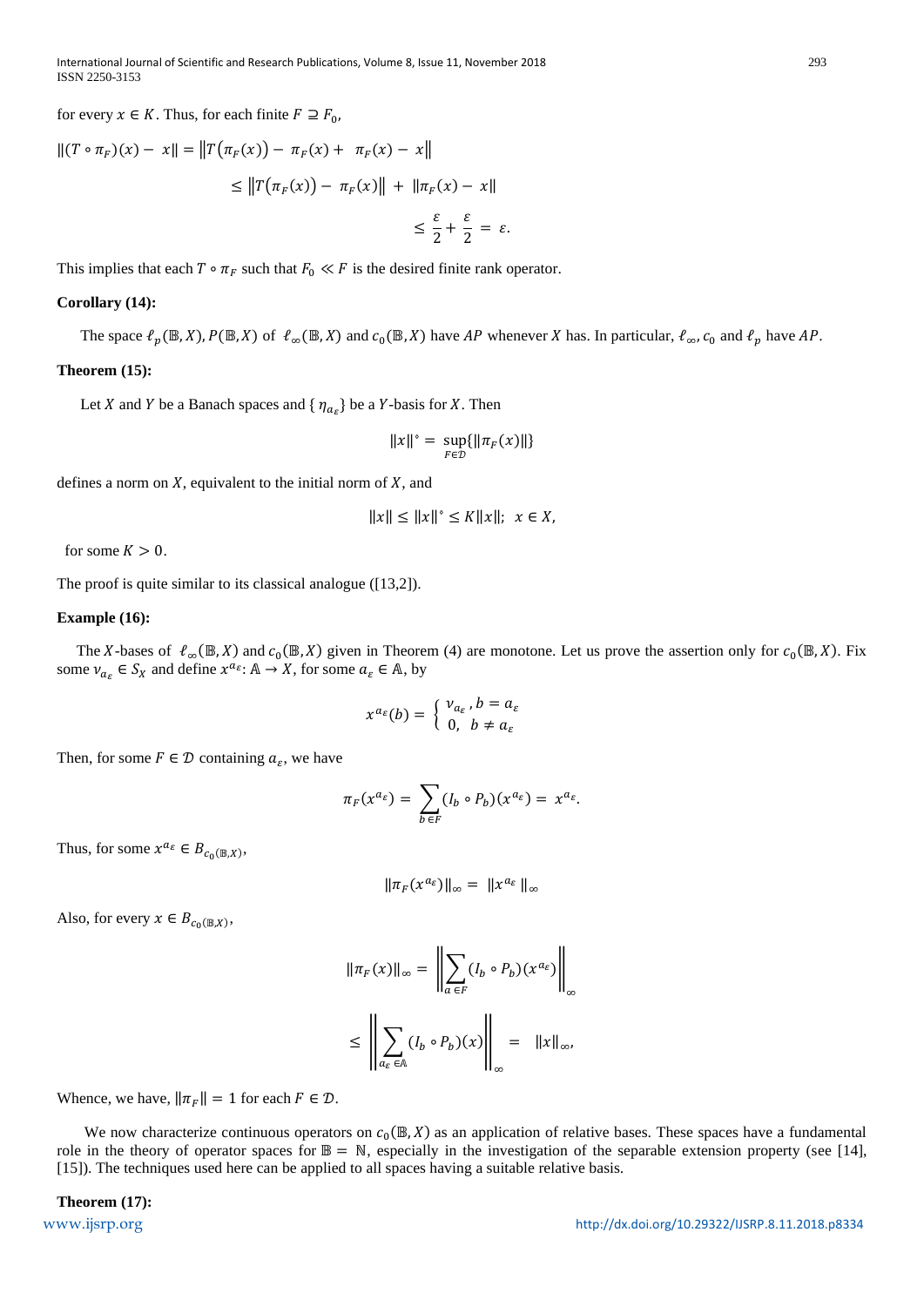for every $x \in K$. Thus, for each finite $F \supseteq F_0$,

$$\|(T \circ \pi_F)(x) - x\| = \|T(\pi_F(x)) - \pi_F(x) + \pi_F(x) - x\|$$

$$\leq \|T(\pi_F(x)) - \pi_F(x)\| + \|\pi_F(x) - x\|$$

$$\leq \frac{\varepsilon}{2} + \frac{\varepsilon}{2} = \varepsilon.$$

This implies that each $T \circ \pi_F$ such that $F_0 \ll F$ is the desired finite rank operator.

**Corollary (14):**

The space $\ell_p(\mathbb{B}, X), P(\mathbb{B}, X)$ of $\ell_\infty(\mathbb{B}, X)$ and $c_0(\mathbb{B}, X)$ have $AP$ whenever $X$ has. In particular, $\ell_\infty, c_0$ and $\ell_p$ have $AP$.

**Theorem (15):**

Let $X$ and $Y$ be a Banach spaces and $\{\eta_{a_\varepsilon}\}$ be a $Y$-basis for $X$. Then

$$\|x\|^\circ = \sup_{F \in \mathcal{D}}\{\|\pi_F(x)\|\}$$

defines a norm on $X$, equivalent to the initial norm of $X$, and

$$\|x\| \leq \|x\|^\circ \leq K\|x\|; \; x \in X,$$

for some $K > 0$.

The proof is quite similar to its classical analogue ([13,2]).

**Example (16):**

The $X$-bases of $\ell_\infty(\mathbb{B}, X)$ and $c_0(\mathbb{B}, X)$ given in Theorem (4) are monotone. Let us prove the assertion only for $c_0(\mathbb{B}, X)$. Fix some $v_{a_\varepsilon} \in S_X$ and define $x^{a_\varepsilon} : \mathbb{A} \to X$, for some $a_\varepsilon \in \mathbb{A}$, by

$$x^{a_\varepsilon}(b) = \begin{cases} v_{a_\varepsilon}, b = a_\varepsilon \\ 0, \;\; b \neq a_\varepsilon \end{cases}$$

Then, for some $F \in \mathcal{D}$ containing $a_\varepsilon$, we have

$$\pi_F(x^{a_\varepsilon}) = \sum_{b \in F} (I_b \circ P_b)(x^{a_\varepsilon}) = x^{a_\varepsilon}.$$

Thus, for some $x^{a_\varepsilon} \in B_{c_0(\mathbb{B},X)}$,

$$\|\pi_F(x^{a_\varepsilon})\|_\infty = \|x^{a_\varepsilon}\|_\infty$$

Also, for every $x \in B_{c_0(\mathbb{B},X)}$,

$$\|\pi_F(x)\|_\infty = \left\|\sum_{a \in F} (I_b \circ P_b)(x^{a_\varepsilon})\right\|_\infty$$

$$\leq \left\|\sum_{a_\varepsilon \in \mathbb{A}} (I_b \circ P_b)(x)\right\|_\infty = \|x\|_\infty,$$

Whence, we have, $\|\pi_F\| = 1$ for each $F \in \mathcal{D}$.

We now characterize continuous operators on $c_0(\mathbb{B}, X)$ as an application of relative bases. These spaces have a fundamental role in the theory of operator spaces for $\mathbb{B} = \mathbb{N}$, especially in the investigation of the separable extension property (see [14], [15]). The techniques used here can be applied to all spaces having a suitable relative basis.

**Theorem (17):**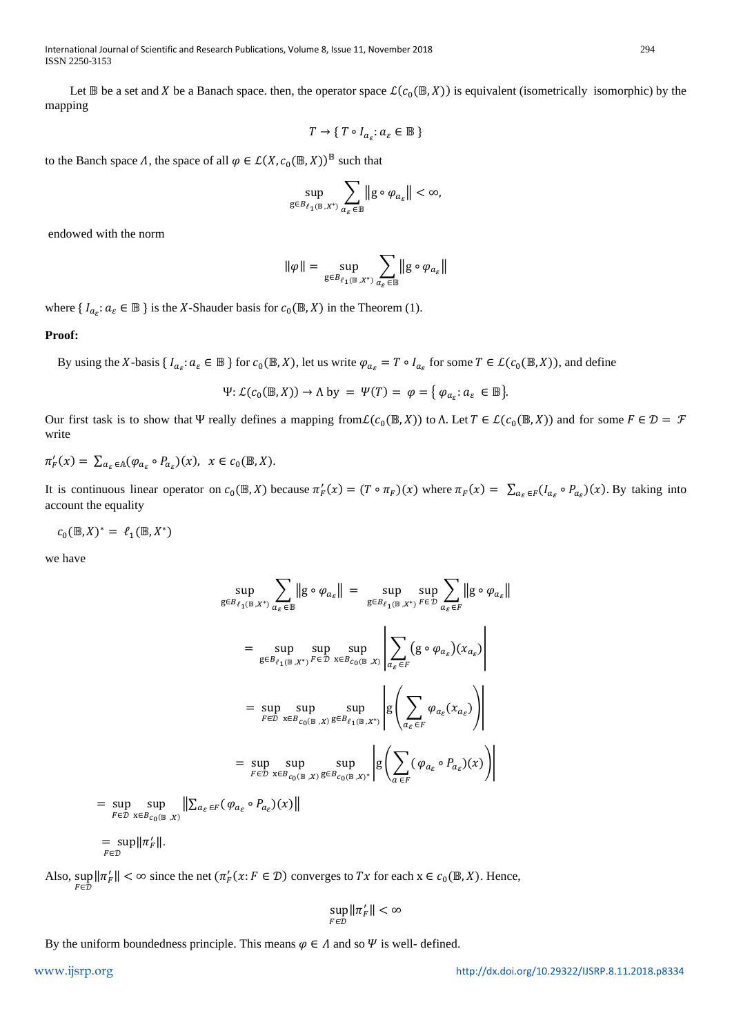Let $\mathbb{B}$ be a set and $X$ be a Banach space. then, the operator space $\mathcal{L}(c_0(\mathbb{B}, X))$ is equivalent (isometrically isomorphic) by the mapping

$$T \to \{\, T \circ I_{a_\varepsilon} : a_\varepsilon \in \mathbb{B} \,\}$$

to the Banch space $\Lambda$, the space of all $\varphi \in \mathcal{L}(X, c_0(\mathbb{B}, X))^{\mathbb{B}}$ such that

$$\sup_{g \in B_{\ell_1(\mathbb{B}, X^*)}} \sum_{a_\varepsilon \in \mathbb{B}} \left\| g \circ \varphi_{a_\varepsilon} \right\| < \infty,$$

endowed with the norm

$$\|\varphi\| = \sup_{g \in B_{\ell_1(\mathbb{B}, X^*)}} \sum_{a_\varepsilon \in \mathbb{B}} \left\| g \circ \varphi_{a_\varepsilon} \right\|$$

where $\{\, I_{a_\varepsilon} : a_\varepsilon \in \mathbb{B} \,\}$ is the $X$-Shauder basis for $c_0(\mathbb{B}, X)$ in the Theorem (1).

**Proof:**

By using the $X$-basis $\{\, I_{a_\varepsilon} : a_\varepsilon \in \mathbb{B} \,\}$ for $c_0(\mathbb{B}, X)$, let us write $\varphi_{a_\varepsilon} = T \circ I_{a_\varepsilon}$ for some $T \in \mathcal{L}(c_0(\mathbb{B}, X))$, and define

$$\Psi : \mathcal{L}(c_0(\mathbb{B}, X)) \to \Lambda \text{ by } = \Psi(T) = \varphi = \left\{\, \varphi_{a_\varepsilon} : a_\varepsilon \in \mathbb{B} \right\}.$$

Our first task is to show that $\Psi$ really defines a mapping from $\mathcal{L}(c_0(\mathbb{B}, X))$ to $\Lambda$. Let $T \in \mathcal{L}(c_0(\mathbb{B}, X))$ and for some $F \in \mathcal{D} = \mathcal{F}$ write

$$\pi'_F(x) = \sum_{a_\varepsilon \in \mathbb{A}} (\varphi_{a_\varepsilon} \circ P_{a_\varepsilon})(x), \quad x \in c_0(\mathbb{B}, X).$$

It is continuous linear operator on $c_0(\mathbb{B}, X)$ because $\pi'_F(x) = (T \circ \pi_F)(x)$ where $\pi_F(x) = \sum_{a_\varepsilon \in F} (I_{a_\varepsilon} \circ P_{a_\varepsilon})(x)$. By taking into account the equality

$$c_0(\mathbb{B}, X)^* = \ell_1(\mathbb{B}, X^*)$$

we have

$$\sup_{g \in B_{\ell_1(\mathbb{B}, X^*)}} \sum_{a_\varepsilon \in \mathbb{B}} \left\| g \circ \varphi_{a_\varepsilon} \right\| = \sup_{g \in B_{\ell_1(\mathbb{B}, X^*)}} \sup_{F \in \mathcal{D}} \sum_{a_\varepsilon \in F} \left\| g \circ \varphi_{a_\varepsilon} \right\|$$

$$= \sup_{g \in B_{\ell_1(\mathbb{B}, X^*)}} \sup_{F \in \mathcal{D}} \sup_{x \in B_{c_0(\mathbb{B}, X)}} \left| \sum_{a_\varepsilon \in F} \left( g \circ \varphi_{a_\varepsilon} \right)(x_{a_\varepsilon}) \right|$$

$$= \sup_{F \in \mathcal{D}} \sup_{x \in B_{c_0(\mathbb{B}, X)}} \sup_{g \in B_{\ell_1(\mathbb{B}, X^*)}} \left| g \left( \sum_{a_\varepsilon \in F} \varphi_{a_\varepsilon}(x_{a_\varepsilon}) \right) \right|$$

$$= \sup_{F \in \mathcal{D}} \sup_{x \in B_{c_0(\mathbb{B}, X)}} \sup_{g \in B_{c_0(\mathbb{B}, X)^*}} \left| g \left( \sum_{a \in F} (\varphi_{a_\varepsilon} \circ P_{a_\varepsilon})(x) \right) \right|$$

$$= \sup_{F \in \mathcal{D}} \sup_{x \in B_{c_0(\mathbb{B}, X)}} \left\| \sum_{a_\varepsilon \in F} (\varphi_{a_\varepsilon} \circ P_{a_\varepsilon})(x) \right\|$$

$$= \sup_{F \in \mathcal{D}} \|\pi'_F\|.$$

Also, $\sup_{F \in \mathcal{D}} \|\pi'_F\| < \infty$ since the net $(\pi'_F(x : F \in \mathcal{D})$ converges to $Tx$ for each $x \in c_0(\mathbb{B}, X)$. Hence,

$$\sup_{F \in \mathcal{D}} \|\pi'_F\| < \infty$$

By the uniform boundedness principle. This means $\varphi \in \Lambda$ and so $\Psi$ is well- defined.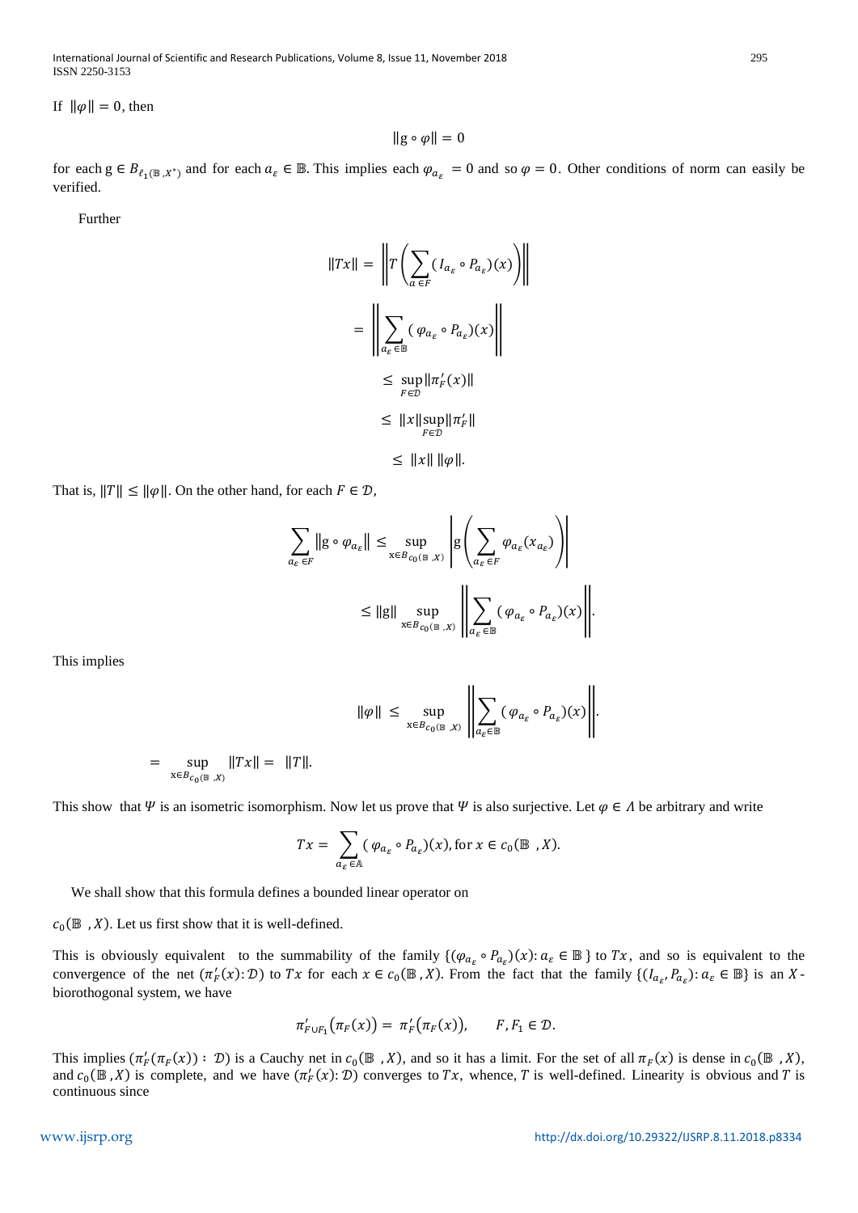If $\|\varphi\| = 0$, then

$$\|g \circ \varphi\| = 0$$

for each $g \in B_{\ell_1(\mathbb{B}, X^*)}$ and for each $a_\varepsilon \in \mathbb{B}$. This implies each $\varphi_{a_\varepsilon} = 0$ and so $\varphi = 0$. Other conditions of norm can easily be verified.

Further

$$\|Tx\| = \left\| T\left( \sum_{a \in F} (I_{a_\varepsilon} \circ P_{a_\varepsilon})(x) \right) \right\|$$

$$= \left\| \sum_{a_\varepsilon \in \mathbb{B}} (\varphi_{a_\varepsilon} \circ P_{a_\varepsilon})(x) \right\|$$

$$\leq \sup_{F \in \mathcal{D}} \|\pi'_F(x)\|$$

$$\leq \|x\| \sup_{F \in \mathcal{D}} \|\pi'_F\|$$

$$\leq \|x\| \, \|\varphi\|.$$

That is, $\|T\| \leq \|\varphi\|$. On the other hand, for each $F \in \mathcal{D}$,

$$\sum_{a_\varepsilon \in F} \|g \circ \varphi_{a_\varepsilon}\| \leq \sup_{x \in B_{c_0(\mathbb{B}, X)}} \left| g\left( \sum_{a_\varepsilon \in F} \varphi_{a_\varepsilon}(x_{a_\varepsilon}) \right) \right|$$

$$\leq \|g\| \sup_{x \in B_{c_0(\mathbb{B}, X)}} \left\| \sum_{a_\varepsilon \in \mathbb{B}} (\varphi_{a_\varepsilon} \circ P_{a_\varepsilon})(x) \right\|.$$

This implies

$$\|\varphi\| \leq \sup_{x \in B_{c_0(\mathbb{B}, X)}} \left\| \sum_{a_\varepsilon \in \mathbb{B}} (\varphi_{a_\varepsilon} \circ P_{a_\varepsilon})(x) \right\|.$$

$$= \sup_{x \in B_{c_0(\mathbb{B}, X)}} \|Tx\| = \|T\|.$$

This show that $\Psi$ is an isometric isomorphism. Now let us prove that $\Psi$ is also surjective. Let $\varphi \in \Lambda$ be arbitrary and write

$$Tx = \sum_{a_\varepsilon \in \mathbb{A}} (\varphi_{a_\varepsilon} \circ P_{a_\varepsilon})(x), \text{ for } x \in c_0(\mathbb{B}, X).$$

We shall show that this formula defines a bounded linear operator on

$c_0(\mathbb{B}, X)$. Let us first show that it is well-defined.

This is obviously equivalent to the summability of the family $\{(\varphi_{a_\varepsilon} \circ P_{a_\varepsilon})(x) : a_\varepsilon \in \mathbb{B}\}$ to $Tx$, and so is equivalent to the convergence of the net $(\pi'_F(x) : \mathcal{D})$ to $Tx$ for each $x \in c_0(\mathbb{B}, X)$. From the fact that the family $\{(I_{a_\varepsilon}, P_{a_\varepsilon}) : a_\varepsilon \in \mathbb{B}\}$ is an $X$-biorothogonal system, we have

$$\pi'_{F \cup F_1}(\pi_F(x)) = \pi'_F(\pi_F(x)), \qquad F, F_1 \in \mathcal{D}.$$

This implies $(\pi'_F(\pi_F(x)) : \mathcal{D})$ is a Cauchy net in $c_0(\mathbb{B}, X)$, and so it has a limit. For the set of all $\pi_F(x)$ is dense in $c_0(\mathbb{B}, X)$, and $c_0(\mathbb{B}, X)$ is complete, and we have $(\pi'_F(x) : \mathcal{D})$ converges to $Tx$, whence, $T$ is well-defined. Linearity is obvious and $T$ is continuous since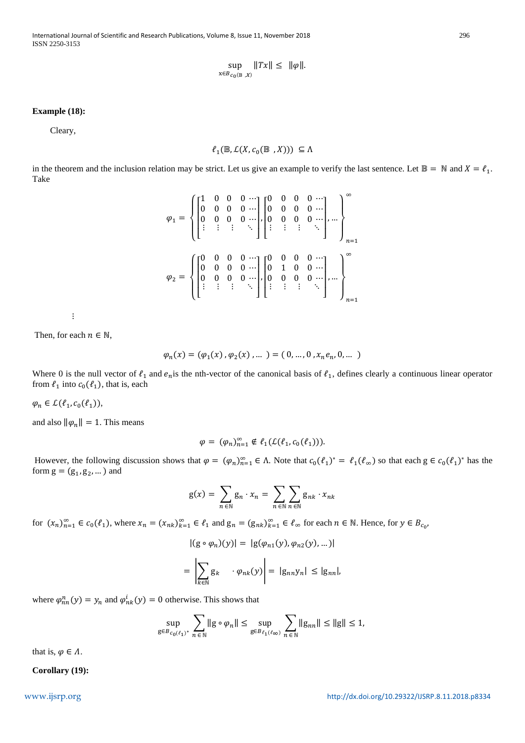$$\sup_{x \in B_{c_0(\mathbb{B}\ ,X)}} \|Tx\| \leq \|\varphi\|.$$

**Example (18):**

Cleary,

$$\ell_1(\mathbb{B}, \mathcal{L}(X, c_0(\mathbb{B}\ , X))) \subseteq \Lambda$$

in the theorem and the inclusion relation may be strict. Let us give an example to verify the last sentence. Let $\mathbb{B} = \mathbb{N}$ and $X = \ell_1$. Take

$$\varphi_1 = \left\{ \begin{bmatrix} 1 & 0 & 0 & 0 & \cdots \\ 0 & 0 & 0 & 0 & \cdots \\ 0 & 0 & 0 & 0 & \cdots \\ \vdots & \vdots & \vdots & & \ddots \end{bmatrix}, \begin{bmatrix} 0 & 0 & 0 & 0 & \cdots \\ 0 & 0 & 0 & 0 & \cdots \\ 0 & 0 & 0 & 0 & \cdots \\ \vdots & \vdots & \vdots & & \ddots \end{bmatrix}, \ldots \right\}_{n=1}^{\infty}$$

$$\varphi_2 = \left\{ \begin{bmatrix} 0 & 0 & 0 & 0 & \cdots \\ 0 & 0 & 0 & 0 & \cdots \\ 0 & 0 & 0 & 0 & \cdots \\ \vdots & \vdots & \vdots & & \ddots \end{bmatrix}, \begin{bmatrix} 0 & 0 & 0 & 0 & \cdots \\ 0 & 1 & 0 & 0 & \cdots \\ 0 & 0 & 0 & 0 & \cdots \\ \vdots & \vdots & \vdots & & \ddots \end{bmatrix}, \ldots \right\}_{n=1}^{\infty}$$

$\vdots$

Then, for each $n \in \mathbb{N}$,

$$\varphi_n(x) = (\varphi_1(x), \varphi_2(x), \ldots) = (0, \ldots, 0, x_n e_n, 0, \ldots)$$

Where 0 is the null vector of $\ell_1$ and $e_n$is the nth-vector of the canonical basis of $\ell_1$, defines clearly a continuous linear operator from $\ell_1$ into $c_0(\ell_1)$, that is, each

$\varphi_n \in \mathcal{L}(\ell_1, c_0(\ell_1))$,

and also $\|\varphi_n\| = 1$. This means

$$\varphi = (\varphi_n)_{n=1}^{\infty} \notin \ell_1(\mathcal{L}(\ell_1, c_0(\ell_1))).$$

However, the following discussion shows that $\varphi = (\varphi_n)_{n=1}^{\infty} \in \Lambda$. Note that $c_0(\ell_1)^* = \ell_1(\ell_\infty)$ so that each $\mathrm{g} \in c_0(\ell_1)^*$ has the form $\mathrm{g} = (\mathrm{g}_1, \mathrm{g}_2, \ldots)$ and

$$\mathrm{g}(x) = \sum_{n \in \mathbb{N}} \mathrm{g}_n \cdot x_n = \sum_{n \in \mathbb{N}} \sum_{n \in \mathbb{N}} \mathrm{g}_{nk} \cdot x_{nk}$$

for $(x_n)_{n=1}^{\infty} \in c_0(\ell_1)$, where $x_n = (x_{nk})_{k=1}^{\infty} \in \ell_1$ and $\mathrm{g}_n = (\mathrm{g}_{nk})_{k=1}^{\infty} \in \ell_\infty$ for each $n \in \mathbb{N}$. Hence, for $y \in B_{c_0}$,

$$|(\mathrm{g} \circ \varphi_n)(y)| = |\mathrm{g}(\varphi_{n1}(y), \varphi_{n2}(y), \ldots)|$$

$$= \left| \sum_{k \in \mathbb{N}} \mathrm{g}_k \quad \cdot \varphi_{nk}(y) \right| = |\mathrm{g}_{nn} y_n| \leq |\mathrm{g}_{nn}|,$$

where $\varphi_{nn}^n(y) = y_n$ and $\varphi_{nk}^i(y) = 0$ otherwise. This shows that

$$\sup_{\mathrm{g} \in B_{c_0(\ell_1)^*}} \sum_{n \in \mathbb{N}} \|\mathrm{g} \circ \varphi_n\| \leq \sup_{\mathrm{g} \in B_{\ell_1(\ell_\infty)}} \sum_{n \in \mathbb{N}} \|\mathrm{g}_{nn}\| \leq \|\mathrm{g}\| \leq 1,$$

that is, $\varphi \in \Lambda$.

**Corollary (19):**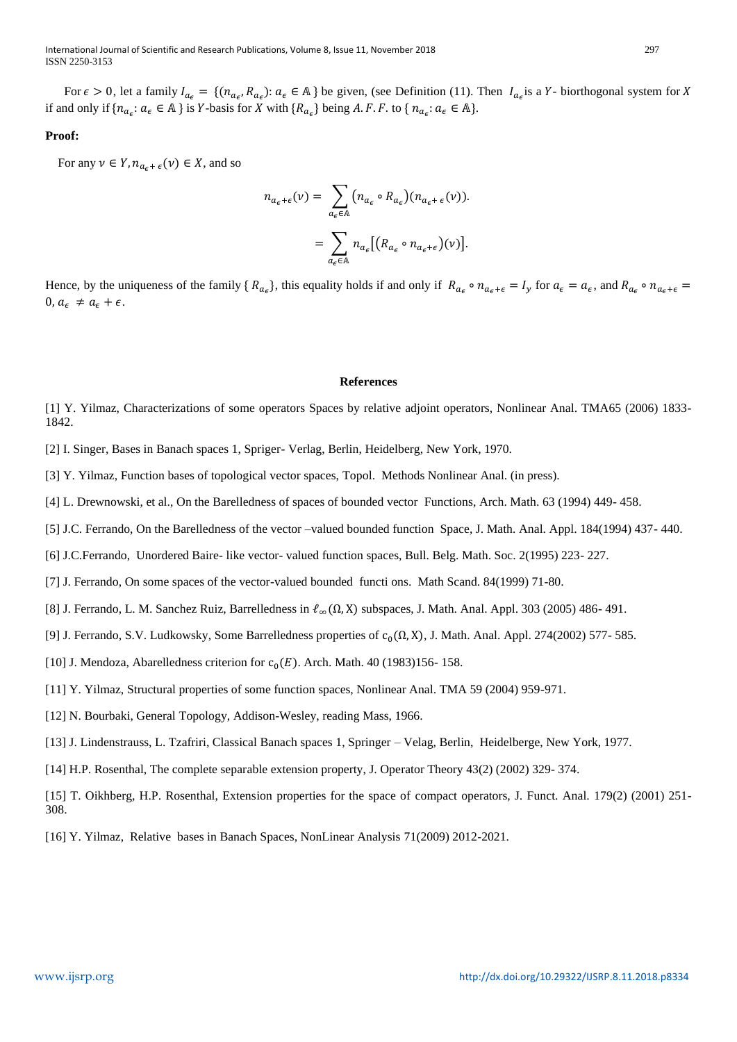For $\epsilon > 0$, let a family $I_{a_\epsilon} = \{(n_{a_\epsilon}, R_{a_\epsilon}): a_\epsilon \in \mathbb{A}\}$ be given, (see Definition (11). Then $I_{a_\epsilon}$ is a $Y$- biorthogonal system for $X$ if and only if $\{n_{a_\epsilon}: a_\epsilon \in \mathbb{A}\}$ is $Y$-basis for $X$ with $\{R_{a_\epsilon}\}$ being $A.F.F.$ to $\{n_{a_\epsilon}: a_\epsilon \in \mathbb{A}\}$.

**Proof:**

For any $v \in Y, n_{a_\epsilon + \epsilon}(v) \in X$, and so

$$n_{a_\epsilon+\epsilon}(v) = \sum_{a_\epsilon \in \mathbb{A}} (n_{a_\epsilon} \circ R_{a_\epsilon})(n_{a_\epsilon+\epsilon}(v)).$$

$$= \sum_{a_\epsilon \in \mathbb{A}} n_{a_\epsilon}\left[(R_{a_\epsilon} \circ n_{a_\epsilon+\epsilon})(v)\right].$$

Hence, by the uniqueness of the family $\{R_{a_\epsilon}\}$, this equality holds if and only if $R_{a_\epsilon} \circ n_{a_\epsilon+\epsilon} = I_y$ for $a_\epsilon = a_\epsilon$, and $R_{a_\epsilon} \circ n_{a_\epsilon+\epsilon} = 0, a_\epsilon \neq a_\epsilon + \epsilon$.

## References

[1] Y. Yilmaz, Characterizations of some operators Spaces by relative adjoint operators, Nonlinear Anal. TMA65 (2006) 1833-1842.

[2] I. Singer, Bases in Banach spaces 1, Spriger- Verlag, Berlin, Heidelberg, New York, 1970.

[3] Y. Yilmaz, Function bases of topological vector spaces, Topol. Methods Nonlinear Anal. (in press).

[4] L. Drewnowski, et al., On the Barelledness of spaces of bounded vector Functions, Arch. Math. 63 (1994) 449- 458.

[5] J.C. Ferrando, On the Barelledness of the vector –valued bounded function Space, J. Math. Anal. Appl. 184(1994) 437- 440.

[6] J.C.Ferrando, Unordered Baire- like vector- valued function spaces, Bull. Belg. Math. Soc. 2(1995) 223- 227.

[7] J. Ferrando, On some spaces of the vector-valued bounded functi ons. Math Scand. 84(1999) 71-80.

[8] J. Ferrando, L. M. Sanchez Ruiz, Barrelledness in $\ell_\infty(\Omega, X)$ subspaces, J. Math. Anal. Appl. 303 (2005) 486- 491.

[9] J. Ferrando, S.V. Ludkowsky, Some Barrelledness properties of $c_0(\Omega, X)$, J. Math. Anal. Appl. 274(2002) 577- 585.

[10] J. Mendoza, Abarelledness criterion for $c_0(E)$. Arch. Math. 40 (1983)156- 158.

[11] Y. Yilmaz, Structural properties of some function spaces, Nonlinear Anal. TMA 59 (2004) 959-971.

[12] N. Bourbaki, General Topology, Addison-Wesley, reading Mass, 1966.

[13] J. Lindenstrauss, L. Tzafriri, Classical Banach spaces 1, Springer – Velag, Berlin, Heidelberge, New York, 1977.

[14] H.P. Rosenthal, The complete separable extension property, J. Operator Theory 43(2) (2002) 329- 374.

[15] T. Oikhberg, H.P. Rosenthal, Extension properties for the space of compact operators, J. Funct. Anal. 179(2) (2001) 251-308.

[16] Y. Yilmaz, Relative bases in Banach Spaces, NonLinear Analysis 71(2009) 2012-2021.